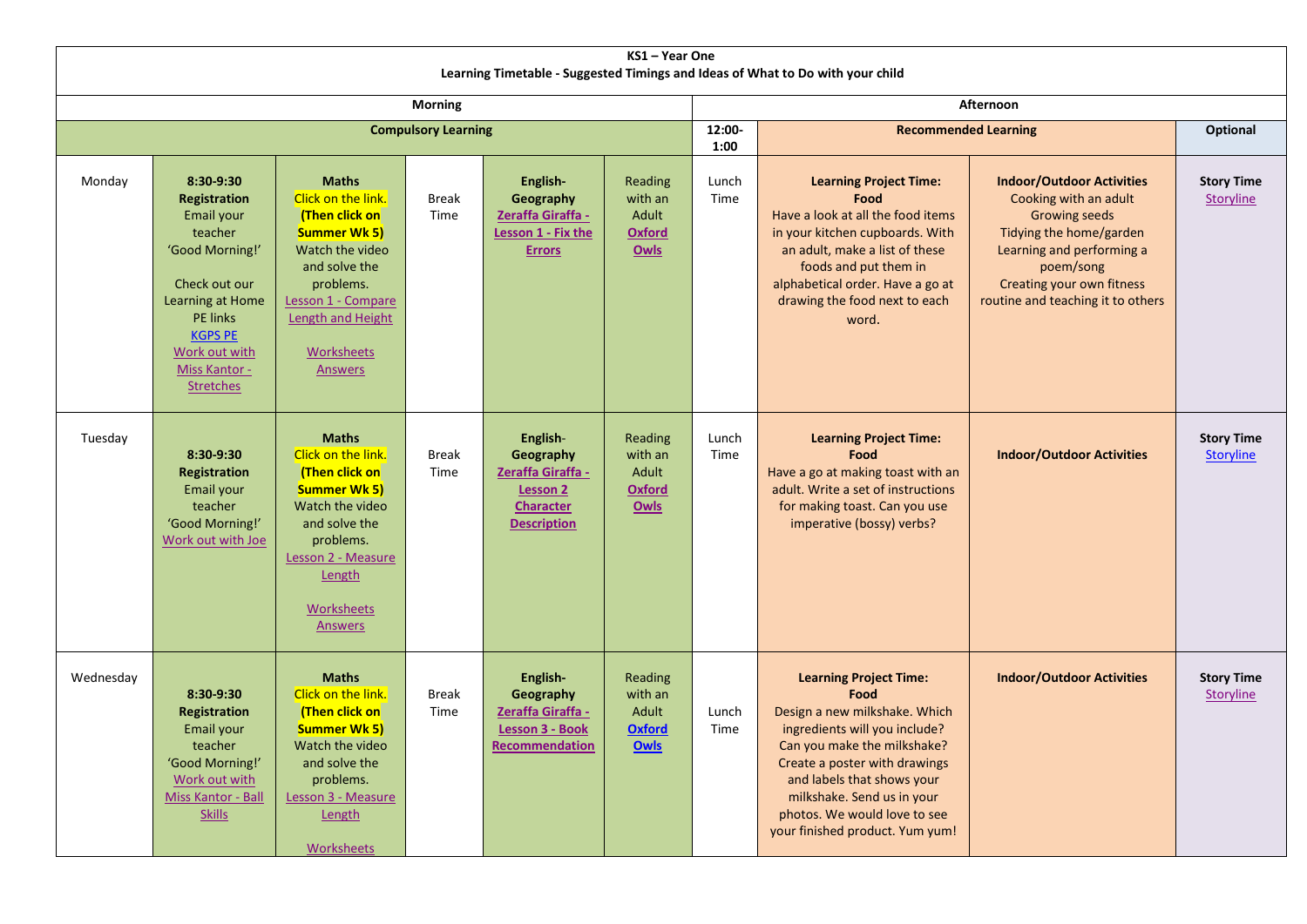**KS1 – Year One**

**Learning Timetable - Suggested Timings and Ideas of What to Do with your child**

| | **Morning** | | | | | | **Afternoon** | | | |
|---|---|---|---|---|---|---|---|---|---|---|
| | **Compulsory Learning** | | | | | **12:00-1:00** | **Recommended Learning** | | | **Optional** |
| Monday | **8:30-9:30 Registration** Email your teacher 'Good Morning!' Check out our Learning at Home PE links KGPS PE Work out with Miss Kantor - Stretches | **Maths** Click on the link. **(Then click on Summer Wk 5)** Watch the video and solve the problems. Lesson 1 - Compare Length and Height Worksheets Answers | Break Time | **English- Geography** **Zeraffa Giraffa - Lesson 1 - Fix the Errors** | Reading with an Adult **Oxford Owls** | Lunch Time | **Learning Project Time: Food** Have a look at all the food items in your kitchen cupboards. With an adult, make a list of these foods and put them in alphabetical order. Have a go at drawing the food next to each word. | **Indoor/Outdoor Activities** Cooking with an adult Growing seeds Tidying the home/garden Learning and performing a poem/song Creating your own fitness routine and teaching it to others | | **Story Time** Storyline |
| Tuesday | **8:30-9:30 Registration** Email your teacher 'Good Morning!' Work out with Joe | **Maths** Click on the link. **(Then click on Summer Wk 5)** Watch the video and solve the problems. Lesson 2 - Measure Length Worksheets Answers | Break Time | **English- Geography** **Zeraffa Giraffa - Lesson 2 Character Description** | Reading with an Adult **Oxford Owls** | Lunch Time | **Learning Project Time: Food** Have a go at making toast with an adult. Write a set of instructions for making toast. Can you use imperative (bossy) verbs? | **Indoor/Outdoor Activities** | | **Story Time** Storyline |
| Wednesday | **8:30-9:30 Registration** Email your teacher 'Good Morning!' Work out with Miss Kantor - Ball Skills | **Maths** Click on the link. **(Then click on Summer Wk 5)** Watch the video and solve the problems. Lesson 3 - Measure Length Worksheets | Break Time | **English- Geography** **Zeraffa Giraffa - Lesson 3 - Book Recommendation** | Reading with an Adult **Oxford Owls** | Lunch Time | **Learning Project Time: Food** Design a new milkshake. Which ingredients will you include? Can you make the milkshake? Create a poster with drawings and labels that shows your milkshake. Send us in your photos. We would love to see your finished product. Yum yum! | **Indoor/Outdoor Activities** | | **Story Time** Storyline |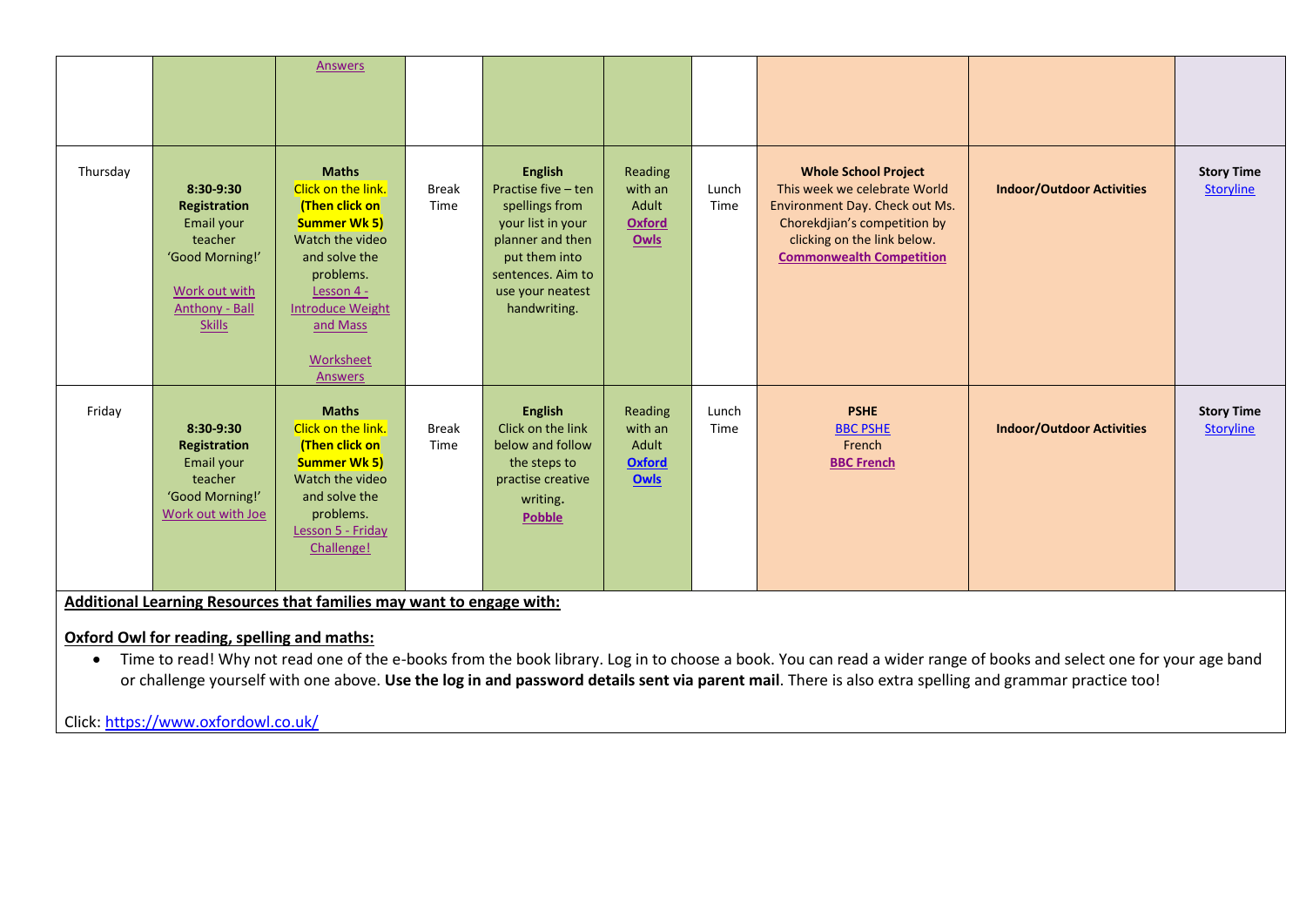| | | | | | | | | | |
|---|---|---|---|---|---|---|---|---|---|
| | | Answers | | | | | | | |
| Thursday | **8:30-9:30 Registration** Email your teacher 'Good Morning!' Work out with Anthony - Ball Skills | **Maths** Click on the link. **(Then click on Summer Wk 5)** Watch the video and solve the problems. Lesson 4 - Introduce Weight and Mass Worksheet Answers | Break Time | **English** Practise five – ten spellings from your list in your planner and then put them into sentences. Aim to use your neatest handwriting. | Reading with an Adult **Oxford Owls** | Lunch Time | **Whole School Project** This week we celebrate World Environment Day. Check out Ms. Chorekdjian's competition by clicking on the link below. **Commonwealth Competition** | **Indoor/Outdoor Activities** | **Story Time** Storyline |
| Friday | **8:30-9:30 Registration** Email your teacher 'Good Morning!' Work out with Joe | **Maths** Click on the link. **(Then click on Summer Wk 5)** Watch the video and solve the problems. Lesson 5 - Friday Challenge! | Break Time | **English** Click on the link below and follow the steps to practise creative writing. **Pobble** | Reading with an Adult **Oxford Owls** | Lunch Time | **PSHE** BBC PSHE French **BBC French** | **Indoor/Outdoor Activities** | **Story Time** Storyline |

**Additional Learning Resources that families may want to engage with:**

**Oxford Owl for reading, spelling and maths:**

- Time to read! Why not read one of the e-books from the book library. Log in to choose a book. You can read a wider range of books and select one for your age band or challenge yourself with one above. **Use the log in and password details sent via parent mail**. There is also extra spelling and grammar practice too!

Click: https://www.oxfordowl.co.uk/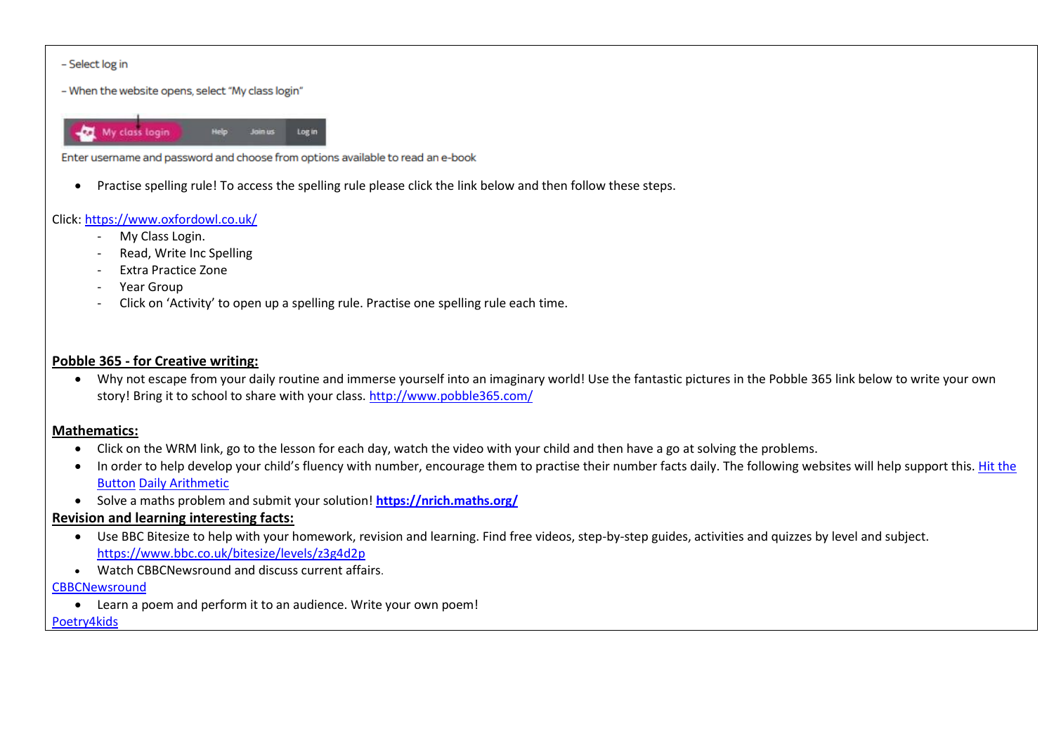- Select log in

- When the website opens, select "My class login"

Enter username and password and choose from options available to read an e-book

- Practise spelling rule! To access the spelling rule please click the link below and then follow these steps.

Click: [https://www.oxfordowl.co.uk/](https://www.oxfordowl.co.uk/)

- My Class Login.
- Read, Write Inc Spelling
- Extra Practice Zone
- Year Group
- Click on 'Activity' to open up a spelling rule. Practise one spelling rule each time.

**Pobble 365 - for Creative writing:**

- Why not escape from your daily routine and immerse yourself into an imaginary world! Use the fantastic pictures in the Pobble 365 link below to write your own story! Bring it to school to share with your class. [http://www.pobble365.com/](http://www.pobble365.com/)

**Mathematics:**

- Click on the WRM link, go to the lesson for each day, watch the video with your child and then have a go at solving the problems.
- In order to help develop your child's fluency with number, encourage them to practise their number facts daily. The following websites will help support this. Hit the Button Daily Arithmetic
- Solve a maths problem and submit your solution! **[https://nrich.maths.org/](https://nrich.maths.org/)**

**Revision and learning interesting facts:**

- Use BBC Bitesize to help with your homework, revision and learning. Find free videos, step-by-step guides, activities and quizzes by level and subject. [https://www.bbc.co.uk/bitesize/levels/z3g4d2p](https://www.bbc.co.uk/bitesize/levels/z3g4d2p)
- Watch CBBCNewsround and discuss current affairs.

CBBCNewsround

- Learn a poem and perform it to an audience. Write your own poem!

Poetry4kids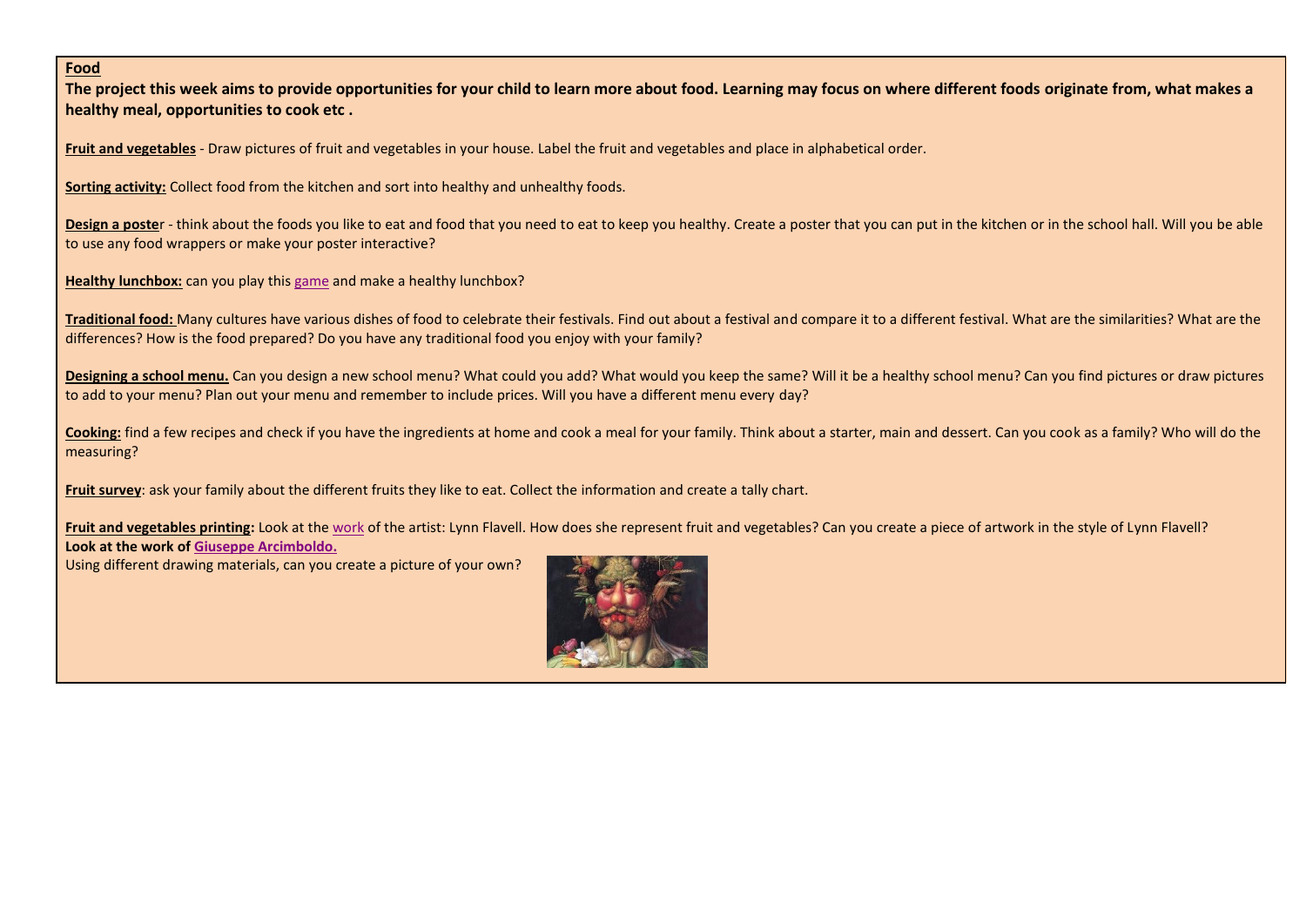**Food**

**The project this week aims to provide opportunities for your child to learn more about food. Learning may focus on where different foods originate from, what makes a healthy meal, opportunities to cook etc .**

**Fruit and vegetables** - Draw pictures of fruit and vegetables in your house. Label the fruit and vegetables and place in alphabetical order.

**Sorting activity:** Collect food from the kitchen and sort into healthy and unhealthy foods.

**Design a poster** - think about the foods you like to eat and food that you need to eat to keep you healthy. Create a poster that you can put in the kitchen or in the school hall. Will you be able to use any food wrappers or make your poster interactive?

**Healthy lunchbox:** can you play this game and make a healthy lunchbox?

**Traditional food:** Many cultures have various dishes of food to celebrate their festivals. Find out about a festival and compare it to a different festival. What are the similarities? What are the differences? How is the food prepared? Do you have any traditional food you enjoy with your family?

**Designing a school menu.** Can you design a new school menu? What could you add? What would you keep the same? Will it be a healthy school menu? Can you find pictures or draw pictures to add to your menu? Plan out your menu and remember to include prices. Will you have a different menu every day?

**Cooking:** find a few recipes and check if you have the ingredients at home and cook a meal for your family. Think about a starter, main and dessert. Can you cook as a family? Who will do the measuring?

**Fruit survey**: ask your family about the different fruits they like to eat. Collect the information and create a tally chart.

**Fruit and vegetables printing:** Look at the work of the artist: Lynn Flavell. How does she represent fruit and vegetables? Can you create a piece of artwork in the style of Lynn Flavell?
**Look at the work of Giuseppe Arcimboldo.**
Using different drawing materials, can you create a picture of your own?